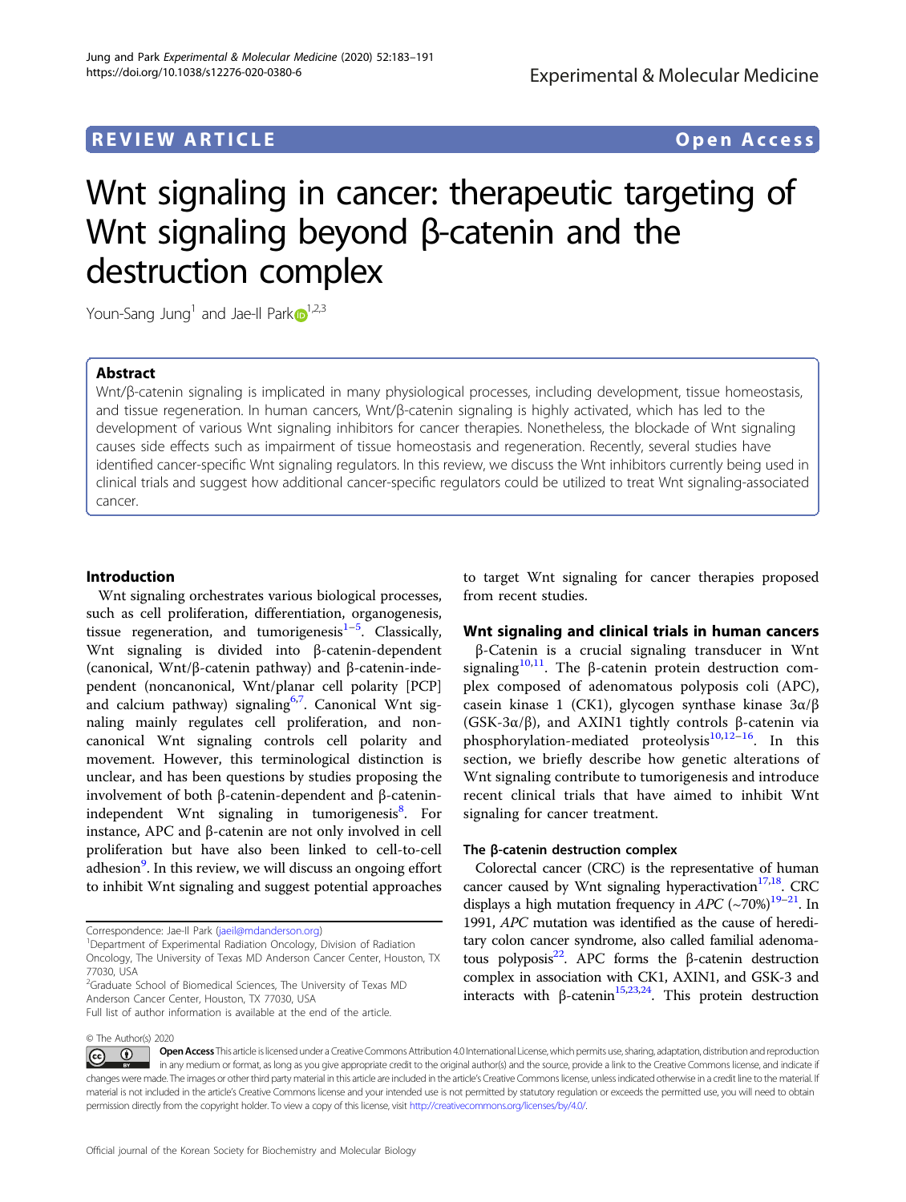REVIEW ARTICLE | Open Access

# Wnt signaling in cancer: therapeutic targeting of Wnt signaling beyond β-catenin and the destruction complex

Youn-Sang Jung[1] and Jae-Il Park[1,2,3]

## Abstract

Wnt/β-catenin signaling is implicated in many physiological processes, including development, tissue homeostasis, and tissue regeneration. In human cancers, Wnt/β-catenin signaling is highly activated, which has led to the development of various Wnt signaling inhibitors for cancer therapies. Nonetheless, the blockade of Wnt signaling causes side effects such as impairment of tissue homeostasis and regeneration. Recently, several studies have identified cancer-specific Wnt signaling regulators. In this review, we discuss the Wnt inhibitors currently being used in clinical trials and suggest how additional cancer-specific regulators could be utilized to treat Wnt signaling-associated cancer.

## Introduction

Wnt signaling orchestrates various biological processes, such as cell proliferation, differentiation, organogenesis, tissue regeneration, and tumorigenesis[1–5]. Classically, Wnt signaling is divided into β-catenin-dependent (canonical, Wnt/β-catenin pathway) and β-catenin-independent (noncanonical, Wnt/planar cell polarity [PCP] and calcium pathway) signaling[6,7]. Canonical Wnt signaling mainly regulates cell proliferation, and noncanonical Wnt signaling controls cell polarity and movement. However, this terminological distinction is unclear, and has been questions by studies proposing the involvement of both β-catenin-dependent and β-catenin-independent Wnt signaling in tumorigenesis[8]. For instance, APC and β-catenin are not only involved in cell proliferation but have also been linked to cell-to-cell adhesion[9]. In this review, we will discuss an ongoing effort to inhibit Wnt signaling and suggest potential approaches to target Wnt signaling for cancer therapies proposed from recent studies.

## Wnt signaling and clinical trials in human cancers

β-Catenin is a crucial signaling transducer in Wnt signaling[10,11]. The β-catenin protein destruction complex composed of adenomatous polyposis coli (APC), casein kinase 1 (CK1), glycogen synthase kinase 3α/β (GSK-3α/β), and AXIN1 tightly controls β-catenin via phosphorylation-mediated proteolysis[10,12–16]. In this section, we briefly describe how genetic alterations of Wnt signaling contribute to tumorigenesis and introduce recent clinical trials that have aimed to inhibit Wnt signaling for cancer treatment.

### The β-catenin destruction complex

Colorectal cancer (CRC) is the representative of human cancer caused by Wnt signaling hyperactivation[17,18]. CRC displays a high mutation frequency in *APC* (~70%)[19–21]. In 1991, *APC* mutation was identified as the cause of hereditary colon cancer syndrome, also called familial adenomatous polyposis[22]. APC forms the β-catenin destruction complex in association with CK1, AXIN1, and GSK-3 and interacts with β-catenin[15,23,24]. This protein destruction

Correspondence: Jae-Il Park (jaeil@mdanderson.org)

[1]Department of Experimental Radiation Oncology, Division of Radiation Oncology, The University of Texas MD Anderson Cancer Center, Houston, TX 77030, USA

[2]Graduate School of Biomedical Sciences, The University of Texas MD Anderson Cancer Center, Houston, TX 77030, USA

Full list of author information is available at the end of the article.

© The Author(s) 2020

Open Access This article is licensed under a Creative Commons Attribution 4.0 International License, which permits use, sharing, adaptation, distribution and reproduction in any medium or format, as long as you give appropriate credit to the original author(s) and the source, provide a link to the Creative Commons license, and indicate if changes were made. The images or other third party material in this article are included in the article's Creative Commons license, unless indicated otherwise in a credit line to the material. If material is not included in the article's Creative Commons license and your intended use is not permitted by statutory regulation or exceeds the permitted use, you will need to obtain permission directly from the copyright holder. To view a copy of this license, visit http://creativecommons.org/licenses/by/4.0/.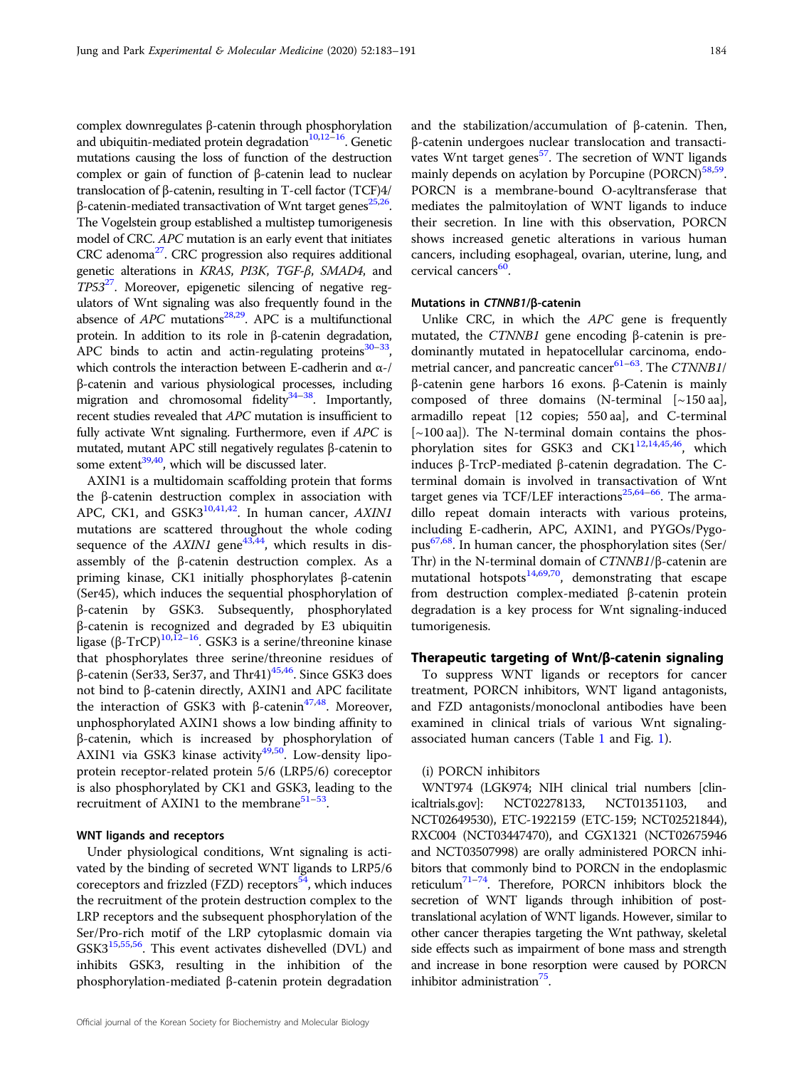complex downregulates β-catenin through phosphorylation and ubiquitin-mediated protein degradation[10,12–16]. Genetic mutations causing the loss of function of the destruction complex or gain of function of β-catenin lead to nuclear translocation of β-catenin, resulting in T-cell factor (TCF)4/β-catenin-mediated transactivation of Wnt target genes[25,26]. The Vogelstein group established a multistep tumorigenesis model of CRC. *APC* mutation is an early event that initiates CRC adenoma[27]. CRC progression also requires additional genetic alterations in *KRAS*, *PI3K*, *TGF-β*, *SMAD4*, and *TP53*[27]. Moreover, epigenetic silencing of negative regulators of Wnt signaling was also frequently found in the absence of *APC* mutations[28,29]. APC is a multifunctional protein. In addition to its role in β-catenin degradation, APC binds to actin and actin-regulating proteins[30–33], which controls the interaction between E-cadherin and α-/β-catenin and various physiological processes, including migration and chromosomal fidelity[34–38]. Importantly, recent studies revealed that *APC* mutation is insufficient to fully activate Wnt signaling. Furthermore, even if *APC* is mutated, mutant APC still negatively regulates β-catenin to some extent[39,40], which will be discussed later.

AXIN1 is a multidomain scaffolding protein that forms the β-catenin destruction complex in association with APC, CK1, and GSK3[10,41,42]. In human cancer, *AXIN1* mutations are scattered throughout the whole coding sequence of the *AXIN1* gene[43,44], which results in disassembly of the β-catenin destruction complex. As a priming kinase, CK1 initially phosphorylates β-catenin (Ser45), which induces the sequential phosphorylation of β-catenin by GSK3. Subsequently, phosphorylated β-catenin is recognized and degraded by E3 ubiquitin ligase (β-TrCP)[10,12–16]. GSK3 is a serine/threonine kinase that phosphorylates three serine/threonine residues of β-catenin (Ser33, Ser37, and Thr41)[45,46]. Since GSK3 does not bind to β-catenin directly, AXIN1 and APC facilitate the interaction of GSK3 with β-catenin[47,48]. Moreover, unphosphorylated AXIN1 shows a low binding affinity to β-catenin, which is increased by phosphorylation of AXIN1 via GSK3 kinase activity[49,50]. Low-density lipoprotein receptor-related protein 5/6 (LRP5/6) coreceptor is also phosphorylated by CK1 and GSK3, leading to the recruitment of AXIN1 to the membrane[51–53].

#### WNT ligands and receptors

Under physiological conditions, Wnt signaling is activated by the binding of secreted WNT ligands to LRP5/6 coreceptors and frizzled (FZD) receptors[54], which induces the recruitment of the protein destruction complex to the LRP receptors and the subsequent phosphorylation of the Ser/Pro-rich motif of the LRP cytoplasmic domain via GSK3[15,55,56]. This event activates dishevelled (DVL) and inhibits GSK3, resulting in the inhibition of the phosphorylation-mediated β-catenin protein degradation and the stabilization/accumulation of β-catenin. Then, β-catenin undergoes nuclear translocation and transactivates Wnt target genes[57]. The secretion of WNT ligands mainly depends on acylation by Porcupine (PORCN)[58,59]. PORCN is a membrane-bound O-acyltransferase that mediates the palmitoylation of WNT ligands to induce their secretion. In line with this observation, PORCN shows increased genetic alterations in various human cancers, including esophageal, ovarian, uterine, lung, and cervical cancers[60].

#### Mutations in *CTNNB1*/β-catenin

Unlike CRC, in which the *APC* gene is frequently mutated, the *CTNNB1* gene encoding β-catenin is predominantly mutated in hepatocellular carcinoma, endometrial cancer, and pancreatic cancer[61–63]. The *CTNNB1*/β-catenin gene harbors 16 exons. β-Catenin is mainly composed of three domains (N-terminal [~150 aa], armadillo repeat [12 copies; 550 aa], and C-terminal [~100 aa]). The N-terminal domain contains the phosphorylation sites for GSK3 and CK1[12,14,45,46], which induces β-TrcP-mediated β-catenin degradation. The C-terminal domain is involved in transactivation of Wnt target genes via TCF/LEF interactions[25,64–66]. The armadillo repeat domain interacts with various proteins, including E-cadherin, APC, AXIN1, and PYGOs/Pygopus[67,68]. In human cancer, the phosphorylation sites (Ser/Thr) in the N-terminal domain of *CTNNB1*/β-catenin are mutational hotspots[14,69,70], demonstrating that escape from destruction complex-mediated β-catenin protein degradation is a key process for Wnt signaling-induced tumorigenesis.

## Therapeutic targeting of Wnt/β-catenin signaling

To suppress WNT ligands or receptors for cancer treatment, PORCN inhibitors, WNT ligand antagonists, and FZD antagonists/monoclonal antibodies have been examined in clinical trials of various Wnt signaling-associated human cancers (Table 1 and Fig. 1).

(i) PORCN inhibitors

WNT974 (LGK974; NIH clinical trial numbers [clinicaltrials.gov]: NCT02278133, NCT01351103, and NCT02649530), ETC-1922159 (ETC-159; NCT02521844), RXC004 (NCT03447470), and CGX1321 (NCT02675946 and NCT03507998) are orally administered PORCN inhibitors that commonly bind to PORCN in the endoplasmic reticulum[71–74]. Therefore, PORCN inhibitors block the secretion of WNT ligands through inhibition of post-translational acylation of WNT ligands. However, similar to other cancer therapies targeting the Wnt pathway, skeletal side effects such as impairment of bone mass and strength and increase in bone resorption were caused by PORCN inhibitor administration[75].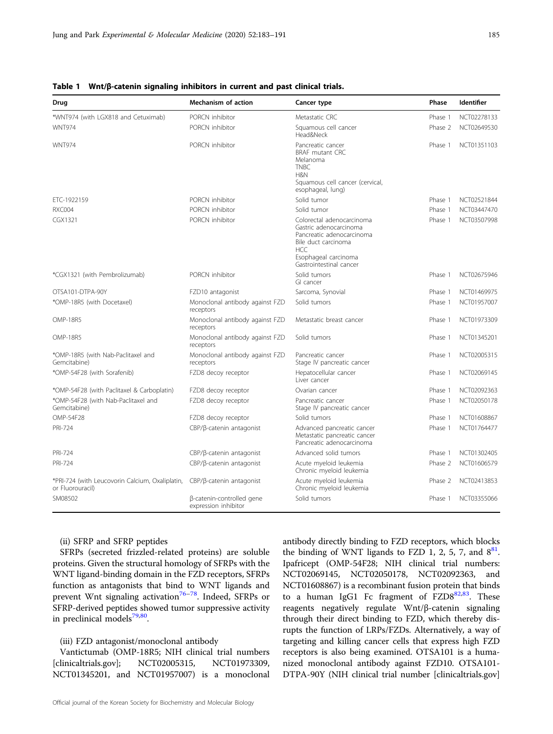**Table 1 Wnt/β-catenin signaling inhibitors in current and past clinical trials.**

| Drug | Mechanism of action | Cancer type | Phase | Identifier |
|---|---|---|---|---|
| *WNT974 (with LGX818 and Cetuximab) | PORCN inhibitor | Metastatic CRC | Phase 1 | NCT02278133 |
| WNT974 | PORCN inhibitor | Squamous cell cancer<br>Head&Neck | Phase 2 | NCT02649530 |
| WNT974 | PORCN inhibitor | Pancreatic cancer<br>BRAF mutant CRC<br>Melanoma<br>TNBC<br>H&N<br>Squamous cell cancer (cervical, esophageal, lung) | Phase 1 | NCT01351103 |
| ETC-1922159 | PORCN inhibitor | Solid tumor | Phase 1 | NCT02521844 |
| RXC004 | PORCN inhibitor | Solid tumor | Phase 1 | NCT03447470 |
| CGX1321 | PORCN inhibitor | Colorectal adenocarcinoma<br>Gastric adenocarcinoma<br>Pancreatic adenocarcinoma<br>Bile duct carcinoma<br>HCC<br>Esophageal carcinoma<br>Gastrointestinal cancer | Phase 1 | NCT03507998 |
| *CGX1321 (with Pembrolizumab) | PORCN inhibitor | Solid tumors<br>GI cancer | Phase 1 | NCT02675946 |
| OTSA101-DTPA-90Y | FZD10 antagonist | Sarcoma, Synovial | Phase 1 | NCT01469975 |
| *OMP-18R5 (with Docetaxel) | Monoclonal antibody against FZD receptors | Solid tumors | Phase 1 | NCT01957007 |
| OMP-18R5 | Monoclonal antibody against FZD receptors | Metastatic breast cancer | Phase 1 | NCT01973309 |
| OMP-18R5 | Monoclonal antibody against FZD receptors | Solid tumors | Phase 1 | NCT01345201 |
| *OMP-18R5 (with Nab-Paclitaxel and Gemcitabine) | Monoclonal antibody against FZD receptors | Pancreatic cancer<br>Stage IV pancreatic cancer | Phase 1 | NCT02005315 |
| *OMP-54F28 (with Sorafenib) | FZD8 decoy receptor | Hepatocellular cancer<br>Liver cancer | Phase 1 | NCT02069145 |
| *OMP-54F28 (with Paclitaxel & Carboplatin) | FZD8 decoy receptor | Ovarian cancer | Phase 1 | NCT02092363 |
| *OMP-54F28 (with Nab-Paclitaxel and Gemcitabine) | FZD8 decoy receptor | Pancreatic cancer<br>Stage IV pancreatic cancer | Phase 1 | NCT02050178 |
| OMP-54F28 | FZD8 decoy receptor | Solid tumors | Phase 1 | NCT01608867 |
| PRI-724 | CBP/β-catenin antagonist | Advanced pancreatic cancer<br>Metastatic pancreatic cancer<br>Pancreatic adenocarcinoma | Phase 1 | NCT01764477 |
| PRI-724 | CBP/β-catenin antagonist | Advanced solid tumors | Phase 1 | NCT01302405 |
| PRI-724 | CBP/β-catenin antagonist | Acute myeloid leukemia<br>Chronic myeloid leukemia | Phase 2 | NCT01606579 |
| *PRI-724 (with Leucovorin Calcium, Oxaliplatin, or Fluorouracil) | CBP/β-catenin antagonist | Acute myeloid leukemia<br>Chronic myeloid leukemia | Phase 2 | NCT02413853 |
| SM08502 | β-catenin-controlled gene expression inhibitor | Solid tumors | Phase 1 | NCT03355066 |

(ii) SFRP and SFRP peptides

SFRPs (secreted frizzled-related proteins) are soluble proteins. Given the structural homology of SFRPs with the WNT ligand-binding domain in the FZD receptors, SFRPs function as antagonists that bind to WNT ligands and prevent Wnt signaling activation[76–78]. Indeed, SFRPs or SFRP-derived peptides showed tumor suppressive activity in preclinical models[79,80].

(iii) FZD antagonist/monoclonal antibody

Vantictumab (OMP-18R5; NIH clinical trial numbers [clinicaltrials.gov]; NCT02005315, NCT01973309, NCT01345201, and NCT01957007) is a monoclonal antibody directly binding to FZD receptors, which blocks the binding of WNT ligands to FZD 1, 2, 5, 7, and 8[81]. Ipafricept (OMP-54F28; NIH clinical trial numbers: NCT02069145, NCT02050178, NCT02092363, and NCT01608867) is a recombinant fusion protein that binds to a human IgG1 Fc fragment of FZD8[82,83]. These reagents negatively regulate Wnt/β-catenin signaling through their direct binding to FZD, which thereby disrupts the function of LRPs/FZDs. Alternatively, a way of targeting and killing cancer cells that express high FZD receptors is also being examined. OTSA101 is a humanized monoclonal antibody against FZD10. OTSA101-DTPA-90Y (NIH clinical trial number [clinicaltrials.gov]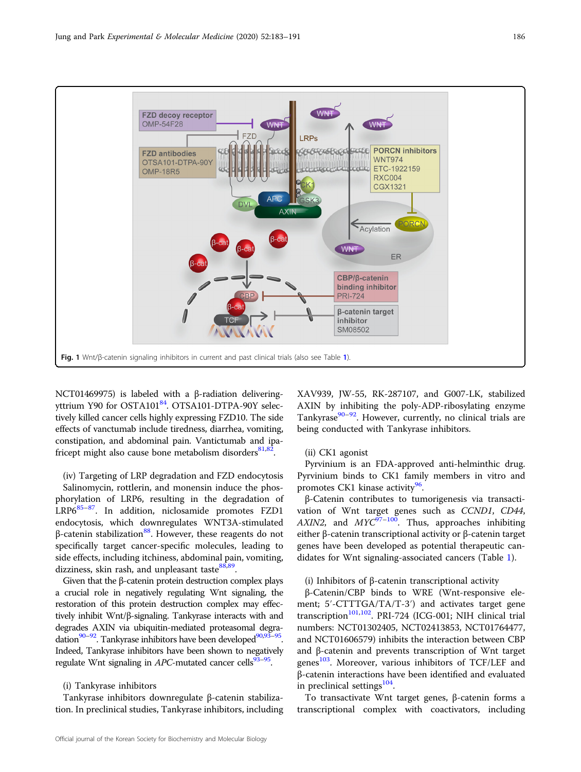Fig. 1 Wnt/β-catenin signaling inhibitors in current and past clinical trials (also see Table 1).

NCT01469975) is labeled with a β-radiation delivering-yttrium Y90 for OSTA101[84]. OTSA101-DTPA-90Y selectively killed cancer cells highly expressing FZD10. The side effects of vanctumab include tiredness, diarrhea, vomiting, constipation, and abdominal pain. Vantictumab and ipafricept might also cause bone metabolism disorders[81,82].

(iv) Targeting of LRP degradation and FZD endocytosis

Salinomycin, rottlerin, and monensin induce the phosphorylation of LRP6, resulting in the degradation of LRP6[85–87]. In addition, niclosamide promotes FZD1 endocytosis, which downregulates WNT3A-stimulated β-catenin stabilization[88]. However, these reagents do not specifically target cancer-specific molecules, leading to side effects, including itchiness, abdominal pain, vomiting, dizziness, skin rash, and unpleasant taste[88,89].

Given that the β-catenin protein destruction complex plays a crucial role in negatively regulating Wnt signaling, the restoration of this protein destruction complex may effectively inhibit Wnt/β-signaling. Tankyrase interacts with and degrades AXIN via ubiquitin-mediated proteasomal degradation[90–92]. Tankyrase inhibitors have been developed[90,93–95]. Indeed, Tankyrase inhibitors have been shown to negatively regulate Wnt signaling in *APC*-mutated cancer cells[93–95].

(i) Tankyrase inhibitors

Tankyrase inhibitors downregulate β-catenin stabilization. In preclinical studies, Tankyrase inhibitors, including XAV939, JW-55, RK-287107, and G007-LK, stabilized AXIN by inhibiting the poly-ADP-ribosylating enzyme Tankyrase[90–92]. However, currently, no clinical trials are being conducted with Tankyrase inhibitors.

(ii) CK1 agonist

Pyrvinium is an FDA-approved anti-helminthic drug. Pyrvinium binds to CK1 family members in vitro and promotes CK1 kinase activity[96].

β-Catenin contributes to tumorigenesis via transactivation of Wnt target genes such as *CCND1*, *CD44*, *AXIN2*, and *MYC*[97–100]. Thus, approaches inhibiting either β-catenin transcriptional activity or β-catenin target genes have been developed as potential therapeutic candidates for Wnt signaling-associated cancers (Table 1).

(i) Inhibitors of β-catenin transcriptional activity

β-Catenin/CBP binds to WRE (Wnt-responsive element; 5′-CTTTGA/TA/T-3′) and activates target gene transcription[101,102]. PRI-724 (ICG-001; NIH clinical trial numbers: NCT01302405, NCT02413853, NCT01764477, and NCT01606579) inhibits the interaction between CBP and β-catenin and prevents transcription of Wnt target genes[103]. Moreover, various inhibitors of TCF/LEF and β-catenin interactions have been identified and evaluated in preclinical settings[104].

To transactivate Wnt target genes, β-catenin forms a transcriptional complex with coactivators, including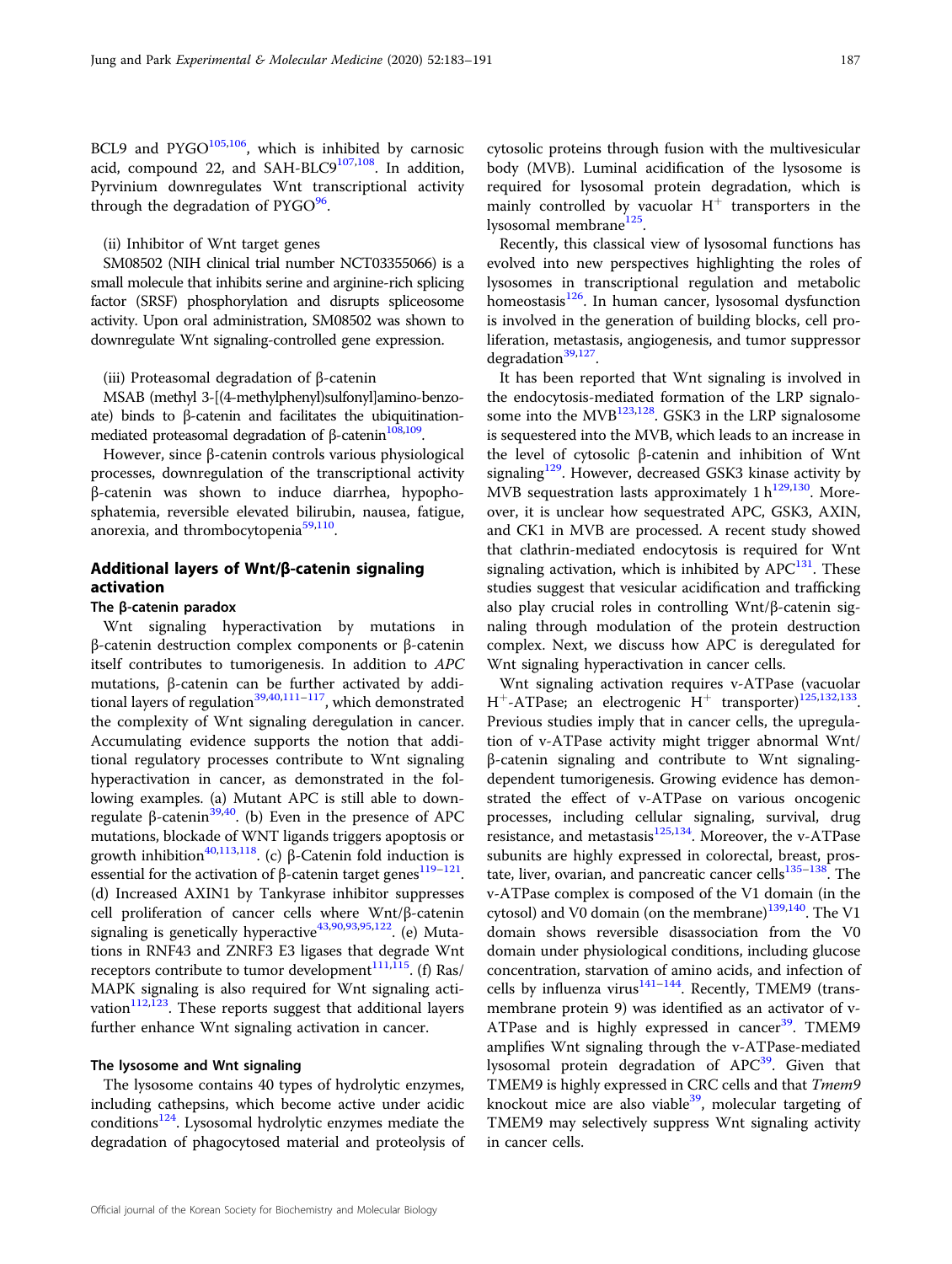BCL9 and PYGO[105,106], which is inhibited by carnosic acid, compound 22, and SAH-BLC9[107,108]. In addition, Pyrvinium downregulates Wnt transcriptional activity through the degradation of PYGO[96].

(ii) Inhibitor of Wnt target genes

SM08502 (NIH clinical trial number NCT03355066) is a small molecule that inhibits serine and arginine-rich splicing factor (SRSF) phosphorylation and disrupts spliceosome activity. Upon oral administration, SM08502 was shown to downregulate Wnt signaling-controlled gene expression.

(iii) Proteasomal degradation of β-catenin

MSAB (methyl 3-[(4-methylphenyl)sulfonyl]amino-benzoate) binds to β-catenin and facilitates the ubiquitination-mediated proteasomal degradation of β-catenin[108,109].

However, since β-catenin controls various physiological processes, downregulation of the transcriptional activity β-catenin was shown to induce diarrhea, hypophosphatemia, reversible elevated bilirubin, nausea, fatigue, anorexia, and thrombocytopenia[59,110].

## Additional layers of Wnt/β-catenin signaling activation

### The β-catenin paradox

Wnt signaling hyperactivation by mutations in β-catenin destruction complex components or β-catenin itself contributes to tumorigenesis. In addition to *APC* mutations, β-catenin can be further activated by additional layers of regulation[39,40,111–117], which demonstrated the complexity of Wnt signaling deregulation in cancer. Accumulating evidence supports the notion that additional regulatory processes contribute to Wnt signaling hyperactivation in cancer, as demonstrated in the following examples. (a) Mutant APC is still able to downregulate β-catenin[39,40]. (b) Even in the presence of APC mutations, blockade of WNT ligands triggers apoptosis or growth inhibition[40,113,118]. (c) β-Catenin fold induction is essential for the activation of β-catenin target genes[119–121]. (d) Increased AXIN1 by Tankyrase inhibitor suppresses cell proliferation of cancer cells where Wnt/β-catenin signaling is genetically hyperactive[43,90,93,95,122]. (e) Mutations in RNF43 and ZNRF3 E3 ligases that degrade Wnt receptors contribute to tumor development[111,115]. (f) Ras/MAPK signaling is also required for Wnt signaling activation[112,123]. These reports suggest that additional layers further enhance Wnt signaling activation in cancer.

### The lysosome and Wnt signaling

The lysosome contains 40 types of hydrolytic enzymes, including cathepsins, which become active under acidic conditions[124]. Lysosomal hydrolytic enzymes mediate the degradation of phagocytosed material and proteolysis of cytosolic proteins through fusion with the multivesicular body (MVB). Luminal acidification of the lysosome is required for lysosomal protein degradation, which is mainly controlled by vacuolar $H^+$ transporters in the lysosomal membrane[125].

Recently, this classical view of lysosomal functions has evolved into new perspectives highlighting the roles of lysosomes in transcriptional regulation and metabolic homeostasis[126]. In human cancer, lysosomal dysfunction is involved in the generation of building blocks, cell proliferation, metastasis, angiogenesis, and tumor suppressor degradation[39,127].

It has been reported that Wnt signaling is involved in the endocytosis-mediated formation of the LRP signalosome into the MVB[123,128]. GSK3 in the LRP signalosome is sequestered into the MVB, which leads to an increase in the level of cytosolic β-catenin and inhibition of Wnt signaling[129]. However, decreased GSK3 kinase activity by MVB sequestration lasts approximately 1 h[129,130]. Moreover, it is unclear how sequestrated APC, GSK3, AXIN, and CK1 in MVB are processed. A recent study showed that clathrin-mediated endocytosis is required for Wnt signaling activation, which is inhibited by APC[131]. These studies suggest that vesicular acidification and trafficking also play crucial roles in controlling Wnt/β-catenin signaling through modulation of the protein destruction complex. Next, we discuss how APC is deregulated for Wnt signaling hyperactivation in cancer cells.

Wnt signaling activation requires v-ATPase (vacuolar $H^+$-ATPase; an electrogenic $H^+$ transporter)[125,132,133]. Previous studies imply that in cancer cells, the upregulation of v-ATPase activity might trigger abnormal Wnt/β-catenin signaling and contribute to Wnt signaling-dependent tumorigenesis. Growing evidence has demonstrated the effect of v-ATPase on various oncogenic processes, including cellular signaling, survival, drug resistance, and metastasis[125,134]. Moreover, the v-ATPase subunits are highly expressed in colorectal, breast, prostate, liver, ovarian, and pancreatic cancer cells[135–138]. The v-ATPase complex is composed of the V1 domain (in the cytosol) and V0 domain (on the membrane)[139,140]. The V1 domain shows reversible disassociation from the V0 domain under physiological conditions, including glucose concentration, starvation of amino acids, and infection of cells by influenza virus[141–144]. Recently, TMEM9 (transmembrane protein 9) was identified as an activator of v-ATPase and is highly expressed in cancer[39]. TMEM9 amplifies Wnt signaling through the v-ATPase-mediated lysosomal protein degradation of APC[39]. Given that TMEM9 is highly expressed in CRC cells and that *Tmem9* knockout mice are also viable[39], molecular targeting of TMEM9 may selectively suppress Wnt signaling activity in cancer cells.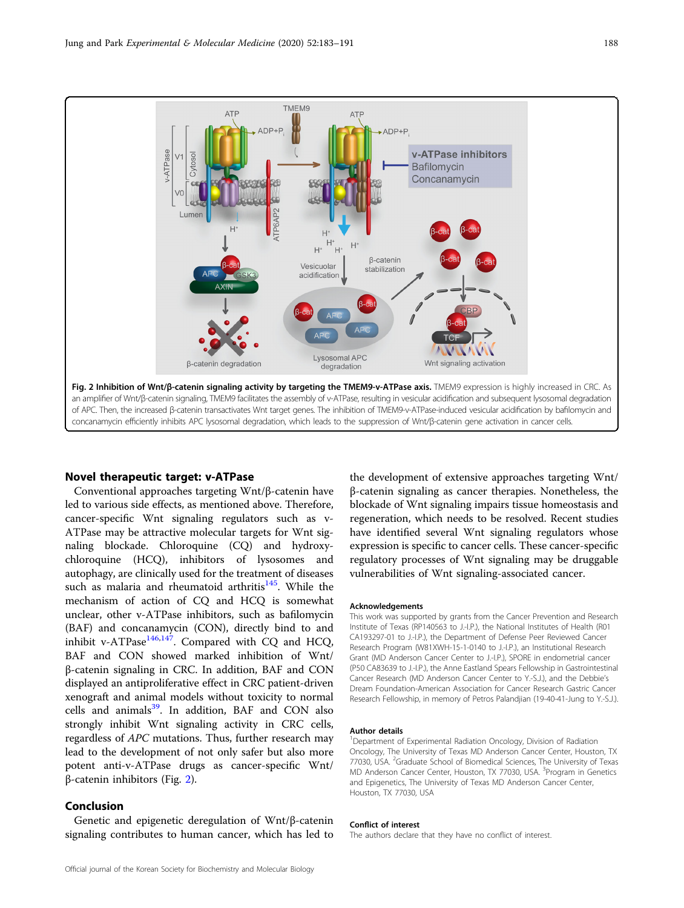**Fig. 2 Inhibition of Wnt/β-catenin signaling activity by targeting the TMEM9-v-ATPase axis.** TMEM9 expression is highly increased in CRC. As an amplifier of Wnt/β-catenin signaling, TMEM9 facilitates the assembly of v-ATPase, resulting in vesicular acidification and subsequent lysosomal degradation of APC. Then, the increased β-catenin transactivates Wnt target genes. The inhibition of TMEM9-v-ATPase-induced vesicular acidification by bafilomycin and concanamycin efficiently inhibits APC lysosomal degradation, which leads to the suppression of Wnt/β-catenin gene activation in cancer cells.

## Novel therapeutic target: v-ATPase

Conventional approaches targeting Wnt/β-catenin have led to various side effects, as mentioned above. Therefore, cancer-specific Wnt signaling regulators such as v-ATPase may be attractive molecular targets for Wnt signaling blockade. Chloroquine (CQ) and hydroxychloroquine (HCQ), inhibitors of lysosomes and autophagy, are clinically used for the treatment of diseases such as malaria and rheumatoid arthritis[145]. While the mechanism of action of CQ and HCQ is somewhat unclear, other v-ATPase inhibitors, such as bafilomycin (BAF) and concanamycin (CON), directly bind to and inhibit v-ATPase[146,147]. Compared with CQ and HCQ, BAF and CON showed marked inhibition of Wnt/β-catenin signaling in CRC. In addition, BAF and CON displayed an antiproliferative effect in CRC patient-driven xenograft and animal models without toxicity to normal cells and animals[39]. In addition, BAF and CON also strongly inhibit Wnt signaling activity in CRC cells, regardless of *APC* mutations. Thus, further research may lead to the development of not only safer but also more potent anti-v-ATPase drugs as cancer-specific Wnt/β-catenin inhibitors (Fig. 2).

## Conclusion

Genetic and epigenetic deregulation of Wnt/β-catenin signaling contributes to human cancer, which has led to the development of extensive approaches targeting Wnt/β-catenin signaling as cancer therapies. Nonetheless, the blockade of Wnt signaling impairs tissue homeostasis and regeneration, which needs to be resolved. Recent studies have identified several Wnt signaling regulators whose expression is specific to cancer cells. These cancer-specific regulatory processes of Wnt signaling may be druggable vulnerabilities of Wnt signaling-associated cancer.

#### Acknowledgements

This work was supported by grants from the Cancer Prevention and Research Institute of Texas (RP140563 to J.-I.P.), the National Institutes of Health (R01 CA193297-01 to J.-I.P.), the Department of Defense Peer Reviewed Cancer Research Program (W81XWH-15-1-0140 to J.-I.P.), an Institutional Research Grant (MD Anderson Cancer Center to J.-I.P.), SPORE in endometrial cancer (P50 CA83639 to J.-I.P.), the Anne Eastland Speers Fellowship in Gastrointestinal Cancer Research (MD Anderson Cancer Center to Y.-S.J.), and the Debbie's Dream Foundation-American Association for Cancer Research Gastric Cancer Research Fellowship, in memory of Petros Palandjian (19-40-41-Jung to Y.-S.J.).

#### Author details

[1]Department of Experimental Radiation Oncology, Division of Radiation Oncology, The University of Texas MD Anderson Cancer Center, Houston, TX 77030, USA. [2]Graduate School of Biomedical Sciences, The University of Texas MD Anderson Cancer Center, Houston, TX 77030, USA. [3]Program in Genetics and Epigenetics, The University of Texas MD Anderson Cancer Center, Houston, TX 77030, USA

#### Conflict of interest

The authors declare that they have no conflict of interest.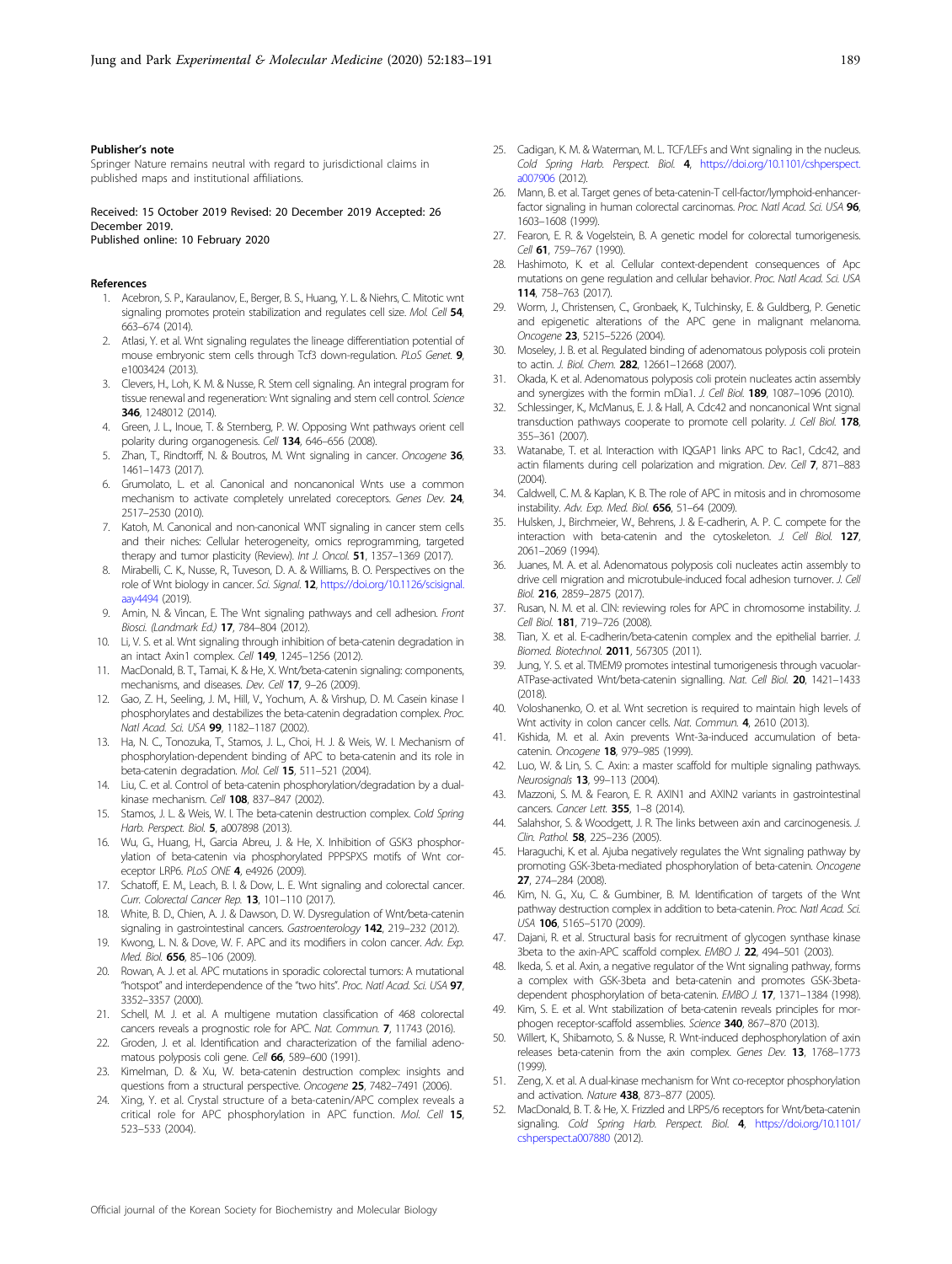**Publisher's note**

Springer Nature remains neutral with regard to jurisdictional claims in published maps and institutional affiliations.

Received: 15 October 2019 Revised: 20 December 2019 Accepted: 26 December 2019.
Published online: 10 February 2020

**References**

1. Acebron, S. P., Karaulanov, E., Berger, B. S., Huang, Y. L. & Niehrs, C. Mitotic wnt signaling promotes protein stabilization and regulates cell size. *Mol. Cell* **54**, 663–674 (2014).
2. Atlasi, Y. et al. Wnt signaling regulates the lineage differentiation potential of mouse embryonic stem cells through Tcf3 down-regulation. *PLoS Genet.* **9**, e1003424 (2013).
3. Clevers, H., Loh, K. M. & Nusse, R. Stem cell signaling. An integral program for tissue renewal and regeneration: Wnt signaling and stem cell control. *Science* **346**, 1248012 (2014).
4. Green, J. L., Inoue, T. & Sternberg, P. W. Opposing Wnt pathways orient cell polarity during organogenesis. *Cell* **134**, 646–656 (2008).
5. Zhan, T., Rindtorff, N. & Boutros, M. Wnt signaling in cancer. *Oncogene* **36**, 1461–1473 (2017).
6. Grumolato, L. et al. Canonical and noncanonical Wnts use a common mechanism to activate completely unrelated coreceptors. *Genes Dev.* **24**, 2517–2530 (2010).
7. Katoh, M. Canonical and non-canonical WNT signaling in cancer stem cells and their niches: Cellular heterogeneity, omics reprogramming, targeted therapy and tumor plasticity (Review). *Int J. Oncol.* **51**, 1357–1369 (2017).
8. Mirabelli, C. K., Nusse, R., Tuveson, D. A. & Williams, B. O. Perspectives on the role of Wnt biology in cancer. *Sci. Signal.* **12**, https://doi.org/10.1126/scisignal.aay4494 (2019).
9. Amin, N. & Vincan, E. The Wnt signaling pathways and cell adhesion. *Front Biosci. (Landmark Ed.)* **17**, 784–804 (2012).
10. Li, V. S. et al. Wnt signaling through inhibition of beta-catenin degradation in an intact Axin1 complex. *Cell* **149**, 1245–1256 (2012).
11. MacDonald, B. T., Tamai, K. & He, X. Wnt/beta-catenin signaling: components, mechanisms, and diseases. *Dev. Cell* **17**, 9–26 (2009).
12. Gao, Z. H., Seeling, J. M., Hill, V., Yochum, A. & Virshup, D. M. Casein kinase I phosphorylates and destabilizes the beta-catenin degradation complex. *Proc. Natl Acad. Sci. USA* **99**, 1182–1187 (2002).
13. Ha, N. C., Tonozuka, T., Stamos, J. L., Choi, H. J. & Weis, W. I. Mechanism of phosphorylation-dependent binding of APC to beta-catenin and its role in beta-catenin degradation. *Mol. Cell* **15**, 511–521 (2004).
14. Liu, C. et al. Control of beta-catenin phosphorylation/degradation by a dual-kinase mechanism. *Cell* **108**, 837–847 (2002).
15. Stamos, J. L. & Weis, W. I. The beta-catenin destruction complex. *Cold Spring Harb. Perspect. Biol.* **5**, a007898 (2013).
16. Wu, G., Huang, H., Garcia Abreu, J. & He, X. Inhibition of GSK3 phosphorylation of beta-catenin via phosphorylated PPPSPXS motifs of Wnt coreceptor LRP6. *PLoS ONE* **4**, e4926 (2009).
17. Schatoff, E. M., Leach, B. I. & Dow, L. E. Wnt signaling and colorectal cancer. *Curr. Colorectal Cancer Rep.* **13**, 101–110 (2017).
18. White, B. D., Chien, A. J. & Dawson, D. W. Dysregulation of Wnt/beta-catenin signaling in gastrointestinal cancers. *Gastroenterology* **142**, 219–232 (2012).
19. Kwong, L. N. & Dove, W. F. APC and its modifiers in colon cancer. *Adv. Exp. Med. Biol.* **656**, 85–106 (2009).
20. Rowan, A. J. et al. APC mutations in sporadic colorectal tumors: A mutational "hotspot" and interdependence of the "two hits". *Proc. Natl Acad. Sci. USA* **97**, 3352–3357 (2000).
21. Schell, M. J. et al. A multigene mutation classification of 468 colorectal cancers reveals a prognostic role for APC. *Nat. Commun.* **7**, 11743 (2016).
22. Groden, J. et al. Identification and characterization of the familial adenomatous polyposis coli gene. *Cell* **66**, 589–600 (1991).
23. Kimelman, D. & Xu, W. beta-catenin destruction complex: insights and questions from a structural perspective. *Oncogene* **25**, 7482–7491 (2006).
24. Xing, Y. et al. Crystal structure of a beta-catenin/APC complex reveals a critical role for APC phosphorylation in APC function. *Mol. Cell* **15**, 523–533 (2004).
25. Cadigan, K. M. & Waterman, M. L. TCF/LEFs and Wnt signaling in the nucleus. *Cold Spring Harb. Perspect. Biol.* **4**, https://doi.org/10.1101/cshperspect.a007906 (2012).
26. Mann, B. et al. Target genes of beta-catenin-T cell-factor/lymphoid-enhancer-factor signaling in human colorectal carcinomas. *Proc. Natl Acad. Sci. USA* **96**, 1603–1608 (1999).
27. Fearon, E. R. & Vogelstein, B. A genetic model for colorectal tumorigenesis. *Cell* **61**, 759–767 (1990).
28. Hashimoto, K. et al. Cellular context-dependent consequences of Apc mutations on gene regulation and cellular behavior. *Proc. Natl Acad. Sci. USA* **114**, 758–763 (2017).
29. Worm, J., Christensen, C., Gronbaek, K., Tulchinsky, E. & Guldberg, P. Genetic and epigenetic alterations of the APC gene in malignant melanoma. *Oncogene* **23**, 5215–5226 (2004).
30. Moseley, J. B. et al. Regulated binding of adenomatous polyposis coli protein to actin. *J. Biol. Chem.* **282**, 12661–12668 (2007).
31. Okada, K. et al. Adenomatous polyposis coli protein nucleates actin assembly and synergizes with the formin mDia1. *J. Cell Biol.* **189**, 1087–1096 (2010).
32. Schlessinger, K., McManus, E. J. & Hall, A. Cdc42 and noncanonical Wnt signal transduction pathways cooperate to promote cell polarity. *J. Cell Biol.* **178**, 355–361 (2007).
33. Watanabe, T. et al. Interaction with IQGAP1 links APC to Rac1, Cdc42, and actin filaments during cell polarization and migration. *Dev. Cell* **7**, 871–883 (2004).
34. Caldwell, C. M. & Kaplan, K. B. The role of APC in mitosis and in chromosome instability. *Adv. Exp. Med. Biol.* **656**, 51–64 (2009).
35. Hulsken, J., Birchmeier, W., Behrens, J. & E-cadherin, A. P. C. compete for the interaction with beta-catenin and the cytoskeleton. *J. Cell Biol.* **127**, 2061–2069 (1994).
36. Juanes, M. A. et al. Adenomatous polyposis coli nucleates actin assembly to drive cell migration and microtubule-induced focal adhesion turnover. *J. Cell Biol.* **216**, 2859–2875 (2017).
37. Rusan, N. M. et al. CIN: reviewing roles for APC in chromosome instability. *J. Cell Biol.* **181**, 719–726 (2008).
38. Tian, X. et al. E-cadherin/beta-catenin complex and the epithelial barrier. *J. Biomed. Biotechnol.* **2011**, 567305 (2011).
39. Jung, Y. S. et al. TMEM9 promotes intestinal tumorigenesis through vacuolar-ATPase-activated Wnt/beta-catenin signalling. *Nat. Cell Biol.* **20**, 1421–1433 (2018).
40. Voloshanenko, O. et al. Wnt secretion is required to maintain high levels of Wnt activity in colon cancer cells. *Nat. Commun.* **4**, 2610 (2013).
41. Kishida, M. et al. Axin prevents Wnt-3a-induced accumulation of beta-catenin. *Oncogene* **18**, 979–985 (1999).
42. Luo, W. & Lin, S. C. Axin: a master scaffold for multiple signaling pathways. *Neurosignals* **13**, 99–113 (2004).
43. Mazzoni, S. M. & Fearon, E. R. AXIN1 and AXIN2 variants in gastrointestinal cancers. *Cancer Lett.* **355**, 1–8 (2014).
44. Salahshor, S. & Woodgett, J. R. The links between axin and carcinogenesis. *J. Clin. Pathol.* **58**, 225–236 (2005).
45. Haraguchi, K. et al. Ajuba negatively regulates the Wnt signaling pathway by promoting GSK-3beta-mediated phosphorylation of beta-catenin. *Oncogene* **27**, 274–284 (2008).
46. Kim, N. G., Xu, C. & Gumbiner, B. M. Identification of targets of the Wnt pathway destruction complex in addition to beta-catenin. *Proc. Natl Acad. Sci. USA* **106**, 5165–5170 (2009).
47. Dajani, R. et al. Structural basis for recruitment of glycogen synthase kinase 3beta to the axin-APC scaffold complex. *EMBO J.* **22**, 494–501 (2003).
48. Ikeda, S. et al. Axin, a negative regulator of the Wnt signaling pathway, forms a complex with GSK-3beta and beta-catenin and promotes GSK-3beta-dependent phosphorylation of beta-catenin. *EMBO J.* **17**, 1371–1384 (1998).
49. Kim, S. E. et al. Wnt stabilization of beta-catenin reveals principles for morphogen receptor-scaffold assemblies. *Science* **340**, 867–870 (2013).
50. Willert, K., Shibamoto, S. & Nusse, R. Wnt-induced dephosphorylation of axin releases beta-catenin from the axin complex. *Genes Dev.* **13**, 1768–1773 (1999).
51. Zeng, X. et al. A dual-kinase mechanism for Wnt co-receptor phosphorylation and activation. *Nature* **438**, 873–877 (2005).
52. MacDonald, B. T. & He, X. Frizzled and LRP5/6 receptors for Wnt/beta-catenin signaling. *Cold Spring Harb. Perspect. Biol.* **4**, https://doi.org/10.1101/cshperspect.a007880 (2012).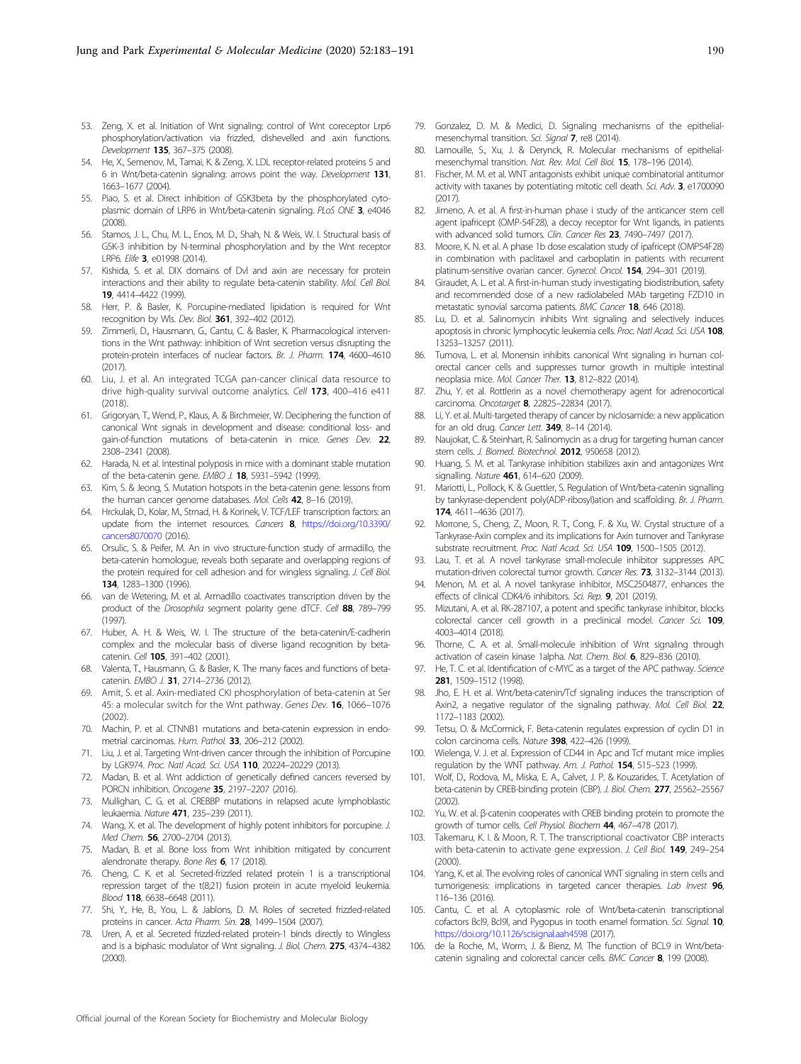53. Zeng, X. et al. Initiation of Wnt signaling: control of Wnt coreceptor Lrp6 phosphorylation/activation via frizzled, dishevelled and axin functions. *Development* **135**, 367–375 (2008).
54. He, X., Semenov, M., Tamai, K. & Zeng, X. LDL receptor-related proteins 5 and 6 in Wnt/beta-catenin signaling: arrows point the way. *Development* **131**, 1663–1677 (2004).
55. Piao, S. et al. Direct inhibition of GSK3beta by the phosphorylated cytoplasmic domain of LRP6 in Wnt/beta-catenin signaling. *PLoS ONE* **3**, e4046 (2008).
56. Stamos, J. L., Chu, M. L., Enos, M. D., Shah, N. & Weis, W. I. Structural basis of GSK-3 inhibition by N-terminal phosphorylation and by the Wnt receptor LRP6. *Elife* **3**, e01998 (2014).
57. Kishida, S. et al. DIX domains of Dvl and axin are necessary for protein interactions and their ability to regulate beta-catenin stability. *Mol. Cell Biol.* **19**, 4414–4422 (1999).
58. Herr, P. & Basler, K. Porcupine-mediated lipidation is required for Wnt recognition by Wls. *Dev. Biol.* **361**, 392–402 (2012).
59. Zimmerli, D., Hausmann, G., Cantu, C. & Basler, K. Pharmacological interventions in the Wnt pathway: inhibition of Wnt secretion versus disrupting the protein-protein interfaces of nuclear factors. *Br. J. Pharm.* **174**, 4600–4610 (2017).
60. Liu, J. et al. An integrated TCGA pan-cancer clinical data resource to drive high-quality survival outcome analytics. *Cell* **173**, 400–416 e411 (2018).
61. Grigoryan, T., Wend, P., Klaus, A. & Birchmeier, W. Deciphering the function of canonical Wnt signals in development and disease: conditional loss- and gain-of-function mutations of beta-catenin in mice. *Genes Dev.* **22**, 2308–2341 (2008).
62. Harada, N. et al. Intestinal polyposis in mice with a dominant stable mutation of the beta-catenin gene. *EMBO J.* **18**, 5931–5942 (1999).
63. Kim, S. & Jeong, S. Mutation hotspots in the beta-catenin gene: lessons from the human cancer genome databases. *Mol. Cells* **42**, 8–16 (2019).
64. Hrckulak, D., Kolar, M., Strnad, H. & Korinek, V. TCF/LEF transcription factors: an update from the internet resources. *Cancers* **8**, https://doi.org/10.3390/cancers8070070 (2016).
65. Orsulic, S. & Peifer, M. An in vivo structure-function study of armadillo, the beta-catenin homologue, reveals both separate and overlapping regions of the protein required for cell adhesion and for wingless signaling. *J. Cell Biol.* **134**, 1283–1300 (1996).
66. van de Wetering, M. et al. Armadillo coactivates transcription driven by the product of the *Drosophila* segment polarity gene dTCF. *Cell* **88**, 789–799 (1997).
67. Huber, A. H. & Weis, W. I. The structure of the beta-catenin/E-cadherin complex and the molecular basis of diverse ligand recognition by beta-catenin. *Cell* **105**, 391–402 (2001).
68. Valenta, T., Hausmann, G. & Basler, K. The many faces and functions of beta-catenin. *EMBO J.* **31**, 2714–2736 (2012).
69. Amit, S. et al. Axin-mediated CKI phosphorylation of beta-catenin at Ser 45: a molecular switch for the Wnt pathway. *Genes Dev.* **16**, 1066–1076 (2002).
70. Machin, P. et al. CTNNB1 mutations and beta-catenin expression in endometrial carcinomas. *Hum. Pathol.* **33**, 206–212 (2002).
71. Liu, J. et al. Targeting Wnt-driven cancer through the inhibition of Porcupine by LGK974. *Proc. Natl Acad. Sci. USA* **110**, 20224–20229 (2013).
72. Madan, B. et al. Wnt addiction of genetically defined cancers reversed by PORCN inhibition. *Oncogene* **35**, 2197–2207 (2016).
73. Mullighan, C. G. et al. CREBBP mutations in relapsed acute lymphoblastic leukaemia. *Nature* **471**, 235–239 (2011).
74. Wang, X. et al. The development of highly potent inhibitors for porcupine. *J. Med Chem.* **56**, 2700–2704 (2013).
75. Madan, B. et al. Bone loss from Wnt inhibition mitigated by concurrent alendronate therapy. *Bone Res* **6**, 17 (2018).
76. Cheng, C. K. et al. Secreted-frizzled related protein 1 is a transcriptional repression target of the t(8;21) fusion protein in acute myeloid leukemia. *Blood* **118**, 6638–6648 (2011).
77. Shi, Y., He, B., You, L. & Jablons, D. M. Roles of secreted frizzled-related proteins in cancer. *Acta Pharm. Sin.* **28**, 1499–1504 (2007).
78. Uren, A. et al. Secreted frizzled-related protein-1 binds directly to Wingless and is a biphasic modulator of Wnt signaling. *J. Biol. Chem.* **275**, 4374–4382 (2000).
79. Gonzalez, D. M. & Medici, D. Signaling mechanisms of the epithelial-mesenchymal transition. *Sci. Signal* **7**, re8 (2014).
80. Lamouille, S., Xu, J. & Derynck, R. Molecular mechanisms of epithelial-mesenchymal transition. *Nat. Rev. Mol. Cell Biol.* **15**, 178–196 (2014).
81. Fischer, M. M. et al. WNT antagonists exhibit unique combinatorial antitumor activity with taxanes by potentiating mitotic cell death. *Sci. Adv.* **3**, e1700090 (2017).
82. Jimeno, A. et al. A first-in-human phase i study of the anticancer stem cell agent ipafricept (OMP-54F28), a decoy receptor for Wnt ligands, in patients with advanced solid tumors. *Clin. Cancer Res* **23**, 7490–7497 (2017).
83. Moore, K. N. et al. A phase 1b dose escalation study of ipafricept (OMP54F28) in combination with paclitaxel and carboplatin in patients with recurrent platinum-sensitive ovarian cancer. *Gynecol. Oncol.* **154**, 294–301 (2019).
84. Giraudet, A. L. et al. A first-in-human study investigating biodistribution, safety and recommended dose of a new radiolabeled MAb targeting FZD10 in metastatic synovial sarcoma patients. *BMC Cancer* **18**, 646 (2018).
85. Lu, D. et al. Salinomycin inhibits Wnt signaling and selectively induces apoptosis in chronic lymphocytic leukemia cells. *Proc. Natl Acad. Sci. USA* **108**, 13253–13257 (2011).
86. Tumova, L. et al. Monensin inhibits canonical Wnt signaling in human colorectal cancer cells and suppresses tumor growth in multiple intestinal neoplasia mice. *Mol. Cancer Ther.* **13**, 812–822 (2014).
87. Zhu, Y. et al. Rottlerin as a novel chemotherapy agent for adrenocortical carcinoma. *Oncotarget* **8**, 22825–22834 (2017).
88. Li, Y. et al. Multi-targeted therapy of cancer by niclosamide: a new application for an old drug. *Cancer Lett.* **349**, 8–14 (2014).
89. Naujokat, C. & Steinhart, R. Salinomycin as a drug for targeting human cancer stem cells. *J. Biomed. Biotechnol.* **2012**, 950658 (2012).
90. Huang, S. M. et al. Tankyrase inhibition stabilizes axin and antagonizes Wnt signalling. *Nature* **461**, 614–620 (2009).
91. Mariotti, L., Pollock, K. & Guettler, S. Regulation of Wnt/beta-catenin signalling by tankyrase-dependent poly(ADP-ribosyl)ation and scaffolding. *Br. J. Pharm.* **174**, 4611–4636 (2017).
92. Morrone, S., Cheng, Z., Moon, R. T., Cong, F. & Xu, W. Crystal structure of a Tankyrase-Axin complex and its implications for Axin turnover and Tankyrase substrate recruitment. *Proc. Natl Acad. Sci. USA* **109**, 1500–1505 (2012).
93. Lau, T. et al. A novel tankyrase small-molecule inhibitor suppresses APC mutation-driven colorectal tumor growth. *Cancer Res.* **73**, 3132–3144 (2013).
94. Menon, M. et al. A novel tankyrase inhibitor, MSC2504877, enhances the effects of clinical CDK4/6 inhibitors. *Sci. Rep.* **9**, 201 (2019).
95. Mizutani, A. et al. RK-287107, a potent and specific tankyrase inhibitor, blocks colorectal cancer cell growth in a preclinical model. *Cancer Sci.* **109**, 4003–4014 (2018).
96. Thorne, C. A. et al. Small-molecule inhibition of Wnt signaling through activation of casein kinase 1alpha. *Nat. Chem. Biol.* **6**, 829–836 (2010).
97. He, T. C. et al. Identification of c-MYC as a target of the APC pathway. *Science* **281**, 1509–1512 (1998).
98. Jho, E. H. et al. Wnt/beta-catenin/Tcf signaling induces the transcription of Axin2, a negative regulator of the signaling pathway. *Mol. Cell Biol.* **22**, 1172–1183 (2002).
99. Tetsu, O. & McCormick, F. Beta-catenin regulates expression of cyclin D1 in colon carcinoma cells. *Nature* **398**, 422–426 (1999).
100. Wielenga, V. J. et al. Expression of CD44 in Apc and Tcf mutant mice implies regulation by the WNT pathway. *Am. J. Pathol.* **154**, 515–523 (1999).
101. Wolf, D., Rodova, M., Miska, E. A., Calvet, J. P. & Kouzarides, T. Acetylation of beta-catenin by CREB-binding protein (CBP). *J. Biol. Chem.* **277**, 25562–25567 (2002).
102. Yu, W. et al. β-catenin cooperates with CREB binding protein to promote the growth of tumor cells. *Cell Physiol. Biochem* **44**, 467–478 (2017).
103. Takemaru, K. I. & Moon, R. T. The transcriptional coactivator CBP interacts with beta-catenin to activate gene expression. *J. Cell Biol.* **149**, 249–254 (2000).
104. Yang, K. et al. The evolving roles of canonical WNT signaling in stem cells and tumorigenesis: implications in targeted cancer therapies. *Lab Invest* **96**, 116–136 (2016).
105. Cantu, C. et al. A cytoplasmic role of Wnt/beta-catenin transcriptional cofactors Bcl9, Bcl9l, and Pygopus in tooth enamel formation. *Sci. Signal.* **10**, https://doi.org/10.1126/scisignal.aah4598 (2017).
106. de la Roche, M., Worm, J. & Bienz, M. The function of BCL9 in Wnt/beta-catenin signaling and colorectal cancer cells. *BMC Cancer* **8**, 199 (2008).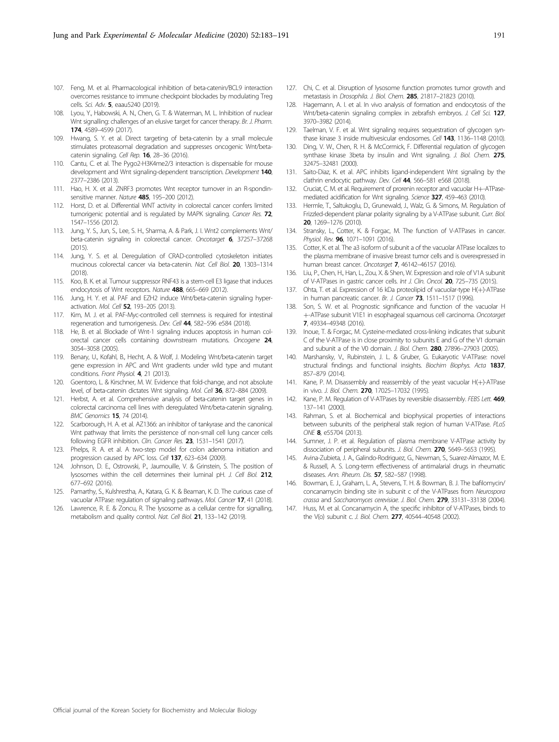107. Feng, M. et al. Pharmacological inhibition of beta-catenin/BCL9 interaction overcomes resistance to immune checkpoint blockades by modulating Treg cells. *Sci. Adv.* **5**, eaau5240 (2019).
108. Lyou, Y., Habowski, A. N., Chen, G. T. & Waterman, M. L. Inhibition of nuclear Wnt signalling: challenges of an elusive target for cancer therapy. *Br. J. Pharm.* **174**, 4589–4599 (2017).
109. Hwang, S. Y. et al. Direct targeting of beta-catenin by a small molecule stimulates proteasomal degradation and suppresses oncogenic Wnt/beta-catenin signaling. *Cell Rep.* **16**, 28–36 (2016).
110. Cantu, C. et al. The Pygo2-H3K4me2/3 interaction is dispensable for mouse development and Wnt signaling-dependent transcription. *Development* **140**, 2377–2386 (2013).
111. Hao, H. X. et al. ZNRF3 promotes Wnt receptor turnover in an R-spondin-sensitive manner. *Nature* **485**, 195–200 (2012).
112. Horst, D. et al. Differential WNT activity in colorectal cancer confers limited tumorigenic potential and is regulated by MAPK signaling. *Cancer Res.* **72**, 1547–1556 (2012).
113. Jung, Y. S., Jun, S., Lee, S. H., Sharma, A. & Park, J. I. Wnt2 complements Wnt/beta-catenin signaling in colorectal cancer. *Oncotarget* **6**, 37257–37268 (2015).
114. Jung, Y. S. et al. Deregulation of CRAD-controlled cytoskeleton initiates mucinous colorectal cancer via beta-catenin. *Nat. Cell Biol.* **20**, 1303–1314 (2018).
115. Koo, B. K. et al. Tumour suppressor RNF43 is a stem-cell E3 ligase that induces endocytosis of Wnt receptors. *Nature* **488**, 665–669 (2012).
116. Jung, H. Y. et al. PAF and EZH2 induce Wnt/beta-catenin signaling hyperactivation. *Mol. Cell* **52**, 193–205 (2013).
117. Kim, M. J. et al. PAF-Myc-controlled cell stemness is required for intestinal regeneration and tumorigenesis. *Dev. Cell* **44**, 582–596 e584 (2018).
118. He, B. et al. Blockade of Wnt-1 signaling induces apoptosis in human colorectal cancer cells containing downstream mutations. *Oncogene* **24**, 3054–3058 (2005).
119. Benary, U., Kofahl, B., Hecht, A. & Wolf, J. Modeling Wnt/beta-catenin target gene expression in APC and Wnt gradients under wild type and mutant conditions. *Front Physiol.* **4**, 21 (2013).
120. Goentoro, L. & Kirschner, M. W. Evidence that fold-change, and not absolute level, of beta-catenin dictates Wnt signaling. *Mol. Cell* **36**, 872–884 (2009).
121. Herbst, A. et al. Comprehensive analysis of beta-catenin target genes in colorectal carcinoma cell lines with deregulated Wnt/beta-catenin signaling. *BMC Genomics* **15**, 74 (2014).
122. Scarborough, H. A. et al. AZ1366: an inhibitor of tankyrase and the canonical Wnt pathway that limits the persistence of non-small cell lung cancer cells following EGFR inhibition. *Clin. Cancer Res.* **23**, 1531–1541 (2017).
123. Phelps, R. A. et al. A two-step model for colon adenoma initiation and progression caused by APC loss. *Cell* **137**, 623–634 (2009).
124. Johnson, D. E., Ostrowski, P., Jaumouille, V. & Grinstein, S. The position of lysosomes within the cell determines their luminal pH. *J. Cell Biol.* **212**, 677–692 (2016).
125. Pamarthy, S., Kulshrestha, A., Katara, G. K. & Beaman, K. D. The curious case of vacuolar ATPase: regulation of signaling pathways. *Mol. Cancer* **17**, 41 (2018).
126. Lawrence, R. E. & Zoncu, R. The lysosome as a cellular centre for signalling, metabolism and quality control. *Nat. Cell Biol.* **21**, 133–142 (2019).
127. Chi, C. et al. Disruption of lysosome function promotes tumor growth and metastasis in *Drosophila*. *J. Biol. Chem.* **285**, 21817–21823 (2010).
128. Hagemann, A. I. et al. In vivo analysis of formation and endocytosis of the Wnt/beta-catenin signaling complex in zebrafish embryos. *J. Cell Sci.* **127**, 3970–3982 (2014).
129. Taelman, V. F. et al. Wnt signaling requires sequestration of glycogen synthase kinase 3 inside multivesicular endosomes. *Cell* **143**, 1136–1148 (2010).
130. Ding, V. W., Chen, R. H. & McCormick, F. Differential regulation of glycogen synthase kinase 3beta by insulin and Wnt signaling. *J. Biol. Chem.* **275**, 32475–32481 (2000).
131. Saito-Diaz, K. et al. APC inhibits ligand-independent Wnt signaling by the clathrin endocytic pathway. *Dev. Cell* **44**, 566–581 e568 (2018).
132. Cruciat, C. M. et al. Requirement of prorenin receptor and vacuolar H+-ATPase-mediated acidification for Wnt signaling. *Science* **327**, 459–463 (2010).
133. Hermle, T., Saltukoglu, D., Grunewald, J., Walz, G. & Simons, M. Regulation of Frizzled-dependent planar polarity signaling by a V-ATPase subunit. *Curr. Biol.* **20**, 1269–1276 (2010).
134. Stransky, L., Cotter, K. & Forgac, M. The function of V-ATPases in cancer. *Physiol. Rev.* **96**, 1071–1091 (2016).
135. Cotter, K. et al. The a3 isoform of subunit a of the vacuolar ATPase localizes to the plasma membrane of invasive breast tumor cells and is overexpressed in human breast cancer. *Oncotarget* **7**, 46142–46157 (2016).
136. Liu, P., Chen, H., Han, L., Zou, X. & Shen, W. Expression and role of V1A subunit of V-ATPases in gastric cancer cells. *Int J. Clin. Oncol.* **20**, 725–735 (2015).
137. Ohta, T. et al. Expression of 16 kDa proteolipid of vacuolar-type H(+)-ATPase in human pancreatic cancer. *Br. J. Cancer* **73**, 1511–1517 (1996).
138. Son, S. W. et al. Prognostic significance and function of the vacuolar H+-ATPase subunit V1E1 in esophageal squamous cell carcinoma. *Oncotarget* **7**, 49334–49348 (2016).
139. Inoue, T. & Forgac, M. Cysteine-mediated cross-linking indicates that subunit C of the V-ATPase is in close proximity to subunits E and G of the V1 domain and subunit a of the V0 domain. *J. Biol. Chem.* **280**, 27896–27903 (2005).
140. Marshansky, V., Rubinstein, J. L. & Gruber, G. Eukaryotic V-ATPase: novel structural findings and functional insights. *Biochim Biophys. Acta* **1837**, 857–879 (2014).
141. Kane, P. M. Disassembly and reassembly of the yeast vacuolar H(+)-ATPase in vivo. *J. Biol. Chem.* **270**, 17025–17032 (1995).
142. Kane, P. M. Regulation of V-ATPases by reversible disassembly. *FEBS Lett.* **469**, 137–141 (2000).
143. Rahman, S. et al. Biochemical and biophysical properties of interactions between subunits of the peripheral stalk region of human V-ATPase. *PLoS ONE* **8**, e55704 (2013).
144. Sumner, J. P. et al. Regulation of plasma membrane V-ATPase activity by dissociation of peripheral subunits. *J. Biol. Chem.* **270**, 5649–5653 (1995).
145. Avina-Zubieta, J. A., Galindo-Rodriguez, G., Newman, S., Suarez-Almazor, M. E. & Russell, A. S. Long-term effectiveness of antimalarial drugs in rheumatic diseases. *Ann. Rheum. Dis.* **57**, 582–587 (1998).
146. Bowman, E. J., Graham, L. A., Stevens, T. H. & Bowman, B. J. The bafilomycin/concanamycin binding site in subunit c of the V-ATPases from *Neurospora crassa* and *Saccharomyces cerevisiae*. *J. Biol. Chem.* **279**, 33131–33138 (2004).
147. Huss, M. et al. Concanamycin A, the specific inhibitor of V-ATPases, binds to the V(o) subunit c. *J. Biol. Chem.* **277**, 40544–40548 (2002).